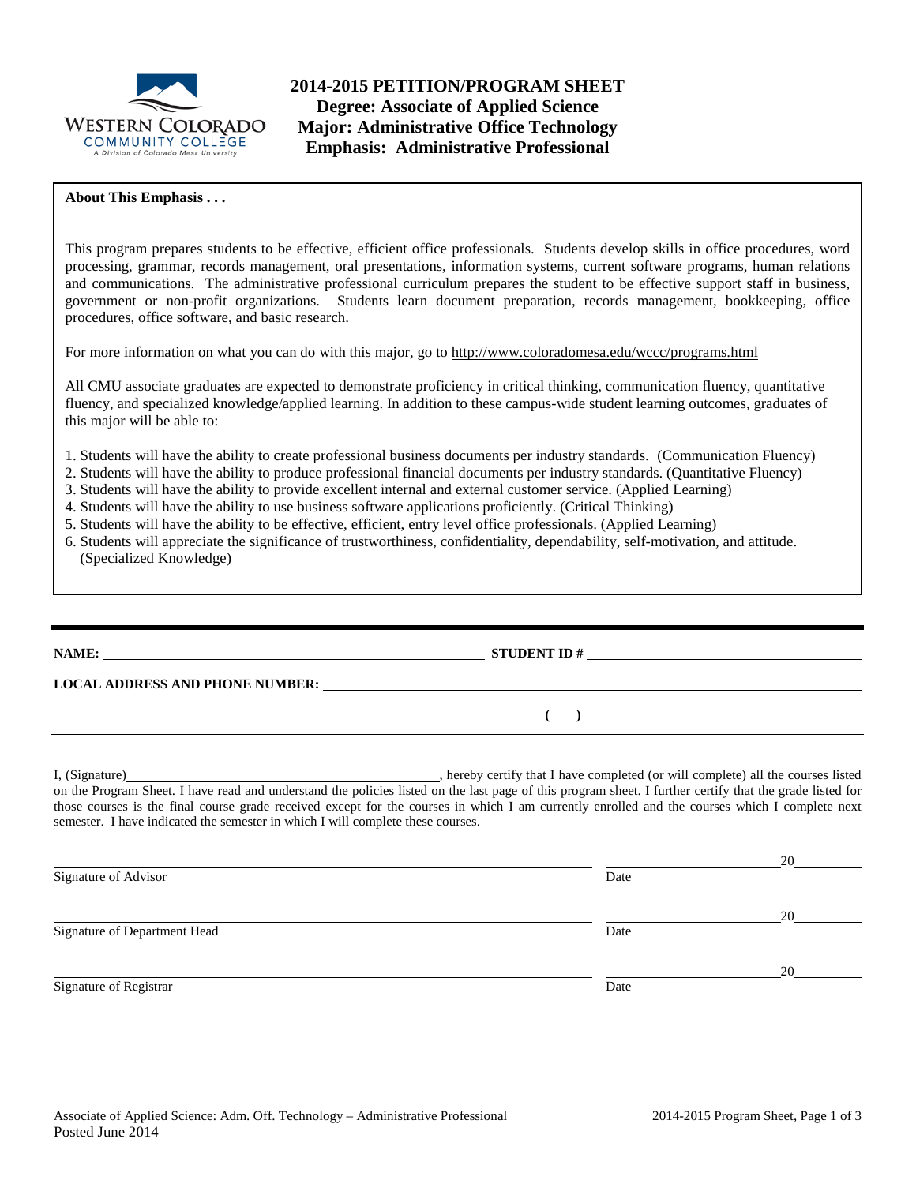# 2014-2015 PETITION/PROGRAM SHEET
## Degree: Associate of Applied Science
## Major: Administrative Office Technology
## Emphasis: Administrative Professional

**About This Emphasis . . .**

This program prepares students to be effective, efficient office professionals. Students develop skills in office procedures, word processing, grammar, records management, oral presentations, information systems, current software programs, human relations and communications. The administrative professional curriculum prepares the student to be effective support staff in business, government or non-profit organizations. Students learn document preparation, records management, bookkeeping, office procedures, office software, and basic research.

For more information on what you can do with this major, go to http://www.coloradomesa.edu/wccc/programs.html

All CMU associate graduates are expected to demonstrate proficiency in critical thinking, communication fluency, quantitative fluency, and specialized knowledge/applied learning. In addition to these campus-wide student learning outcomes, graduates of this major will be able to:

1. Students will have the ability to create professional business documents per industry standards. (Communication Fluency)
2. Students will have the ability to produce professional financial documents per industry standards. (Quantitative Fluency)
3. Students will have the ability to provide excellent internal and external customer service. (Applied Learning)
4. Students will have the ability to use business software applications proficiently. (Critical Thinking)
5. Students will have the ability to be effective, efficient, entry level office professionals. (Applied Learning)
6. Students will appreciate the significance of trustworthiness, confidentiality, dependability, self-motivation, and attitude. (Specialized Knowledge)

**NAME:** ______________________ **STUDENT ID #** ______________________

**LOCAL ADDRESS AND PHONE NUMBER:** ______________________

______________________ **( )** ______________________

I, (Signature)______________________, hereby certify that I have completed (or will complete) all the courses listed on the Program Sheet. I have read and understand the policies listed on the last page of this program sheet. I further certify that the grade listed for those courses is the final course grade received except for the courses in which I am currently enrolled and the courses which I complete next semester. I have indicated the semester in which I will complete these courses.

______________________ ______________20______
Signature of Advisor Date

______________________ ______________20______
Signature of Department Head Date

______________________ ______________20______
Signature of Registrar Date

Posted June 2014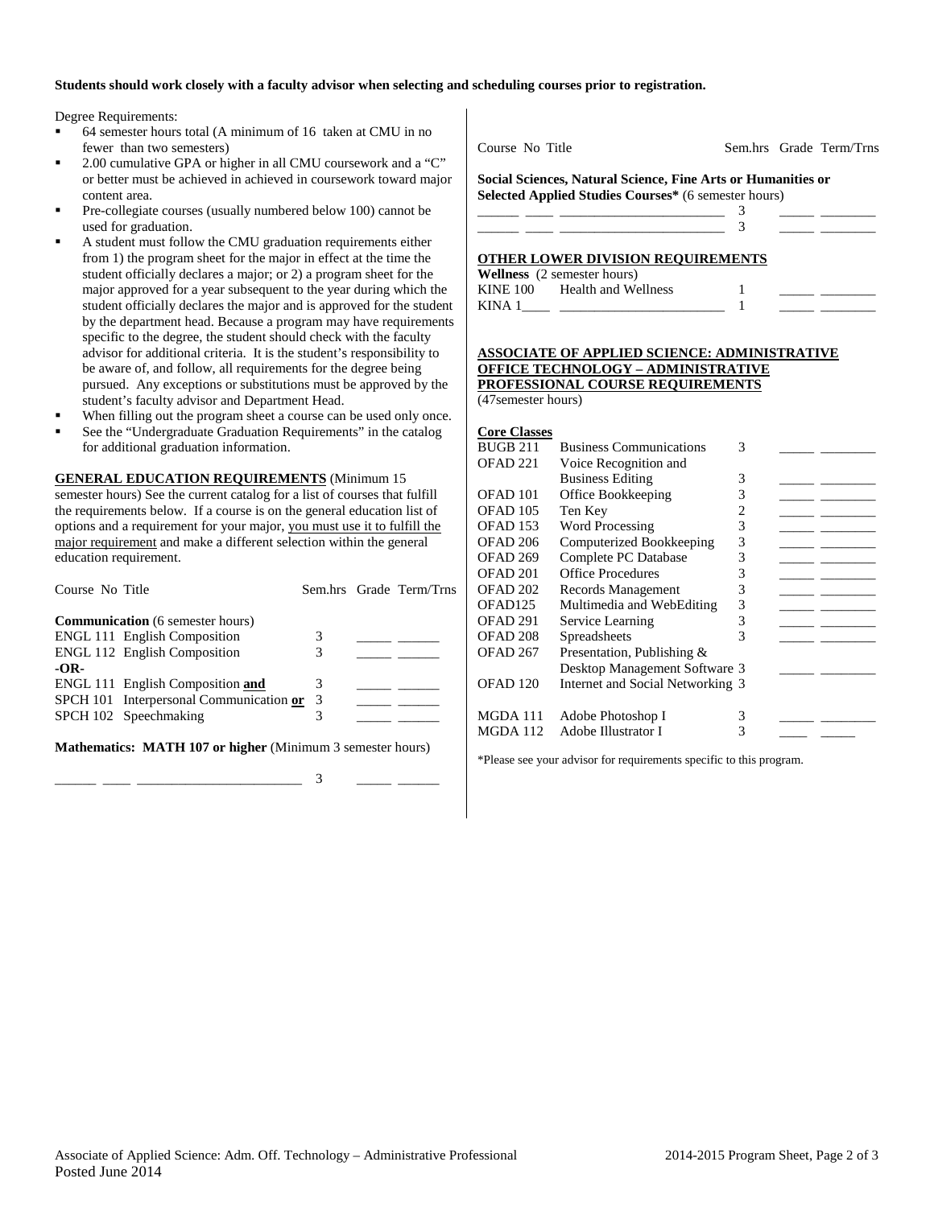**Students should work closely with a faculty advisor when selecting and scheduling courses prior to registration.**

Degree Requirements:

- 64 semester hours total (A minimum of 16 taken at CMU in no fewer than two semesters)
- 2.00 cumulative GPA or higher in all CMU coursework and a "C" or better must be achieved in achieved in coursework toward major content area.
- Pre-collegiate courses (usually numbered below 100) cannot be used for graduation.
- A student must follow the CMU graduation requirements either from 1) the program sheet for the major in effect at the time the student officially declares a major; or 2) a program sheet for the major approved for a year subsequent to the year during which the student officially declares the major and is approved for the student by the department head. Because a program may have requirements specific to the degree, the student should check with the faculty advisor for additional criteria. It is the student's responsibility to be aware of, and follow, all requirements for the degree being pursued. Any exceptions or substitutions must be approved by the student's faculty advisor and Department Head.
- When filling out the program sheet a course can be used only once.
- See the "Undergraduate Graduation Requirements" in the catalog for additional graduation information.

**GENERAL EDUCATION REQUIREMENTS** (Minimum 15 semester hours) See the current catalog for a list of courses that fulfill the requirements below. If a course is on the general education list of options and a requirement for your major, you must use it to fulfill the major requirement and make a different selection within the general education requirement.

| Course No | Title | Sem.hrs | Grade | Term/Trns |
|---|---|---|---|---|
| **Communication** (6 semester hours) | | | | |
| ENGL 111 | English Composition | 3 | _____ | ______ |
| ENGL 112 | English Composition | 3 | _____ | ______ |
| **-OR-** | | | | |
| ENGL 111 | English Composition **and** | 3 | _____ | ______ |
| SPCH 101 | Interpersonal Communication **or** | 3 | _____ | ______ |
| SPCH 102 | Speechmaking | 3 | _____ | ______ |
| **Mathematics: MATH 107 or higher** (Minimum 3 semester hours) | | | | |
| ______ ____ | ________________________ | 3 | _____ | ______ |

| Course No | Title | Sem.hrs | Grade | Term/Trns |
|---|---|---|---|---|
| **Social Sciences, Natural Science, Fine Arts or Humanities or Selected Applied Studies Courses*** (6 semester hours) | | | | |
| ______ ____ | ________________________ | 3 | _____ | ________ |
| ______ ____ | ________________________ | 3 | _____ | ________ |

**OTHER LOWER DIVISION REQUIREMENTS**

| Course No | Title | Sem.hrs | Grade | Term/Trns |
|---|---|---|---|---|
| **Wellness** (2 semester hours) | | | | |
| KINE 100 | Health and Wellness | 1 | _____ | ________ |
| KINA 1____ | ________________________ | 1 | _____ | ________ |

**ASSOCIATE OF APPLIED SCIENCE: ADMINISTRATIVE OFFICE TECHNOLOGY – ADMINISTRATIVE PROFESSIONAL COURSE REQUIREMENTS**
(47semester hours)

**Core Classes**

| Course No | Title | Sem.hrs | Grade | Term/Trns |
|---|---|---|---|---|
| BUGB 211 | Business Communications | 3 | _____ | ________ |
| OFAD 221 | Voice Recognition and Business Editing | 3 | _____ | ________ |
| OFAD 101 | Office Bookkeeping | 3 | _____ | ________ |
| OFAD 105 | Ten Key | 2 | _____ | ________ |
| OFAD 153 | Word Processing | 3 | _____ | ________ |
| OFAD 206 | Computerized Bookkeeping | 3 | _____ | ________ |
| OFAD 269 | Complete PC Database | 3 | _____ | ________ |
| OFAD 201 | Office Procedures | 3 | _____ | ________ |
| OFAD 202 | Records Management | 3 | _____ | ________ |
| OFAD125 | Multimedia and WebEditing | 3 | _____ | ________ |
| OFAD 291 | Service Learning | 3 | _____ | ________ |
| OFAD 208 | Spreadsheets | 3 | _____ | ________ |
| OFAD 267 | Presentation, Publishing & Desktop Management Software | 3 | _____ | ________ |
| OFAD 120 | Internet and Social Networking | 3 | | |
| MGDA 111 | Adobe Photoshop I | 3 | _____ | ________ |
| MGDA 112 | Adobe Illustrator I | 3 | ____ | _____ |

*Please see your advisor for requirements specific to this program.

Associate of Applied Science: Adm. Off. Technology – Administrative Professional
Posted June 2014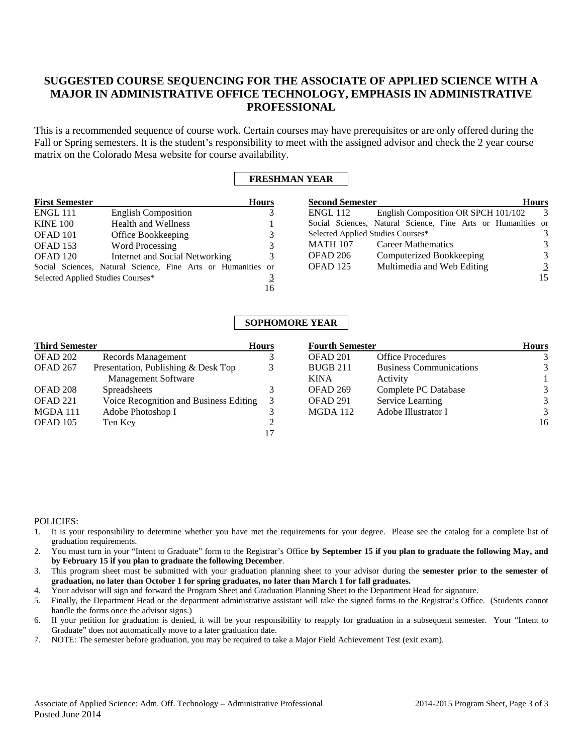# SUGGESTED COURSE SEQUENCING FOR THE ASSOCIATE OF APPLIED SCIENCE WITH A MAJOR IN ADMINISTRATIVE OFFICE TECHNOLOGY, EMPHASIS IN ADMINISTRATIVE PROFESSIONAL

This is a recommended sequence of course work. Certain courses may have prerequisites or are only offered during the Fall or Spring semesters. It is the student's responsibility to meet with the assigned advisor and check the 2 year course matrix on the Colorado Mesa website for course availability.

## FRESHMAN YEAR

| First Semester | | Hours |
|---|---|---|
| ENGL 111 | English Composition | 3 |
| KINE 100 | Health and Wellness | 1 |
| OFAD 101 | Office Bookkeeping | 3 |
| OFAD 153 | Word Processing | 3 |
| OFAD 120 | Internet and Social Networking | 3 |
| Social Sciences, Natural Science, Fine Arts or Humanities or Selected Applied Studies Courses* | | 3 |
| | | 16 |

| Second Semester | | Hours |
|---|---|---|
| ENGL 112 | English Composition OR SPCH 101/102 | 3 |
| Social Sciences, Natural Science, Fine Arts or Humanities or Selected Applied Studies Courses* | | 3 |
| MATH 107 | Career Mathematics | 3 |
| OFAD 206 | Computerized Bookkeeping | 3 |
| OFAD 125 | Multimedia and Web Editing | 3 |
| | | 15 |

## SOPHOMORE YEAR

| Third Semester | | Hours |
|---|---|---|
| OFAD 202 | Records Management | 3 |
| OFAD 267 | Presentation, Publishing & Desk Top Management Software | 3 |
| OFAD 208 | Spreadsheets | 3 |
| OFAD 221 | Voice Recognition and Business Editing | 3 |
| MGDA 111 | Adobe Photoshop I | 3 |
| OFAD 105 | Ten Key | 2 |
| | | 17 |

| Fourth Semester | | Hours |
|---|---|---|
| OFAD 201 | Office Procedures | 3 |
| BUGB 211 | Business Communications | 3 |
| KINA | Activity | 1 |
| OFAD 269 | Complete PC Database | 3 |
| OFAD 291 | Service Learning | 3 |
| MGDA 112 | Adobe Illustrator I | 3 |
| | | 16 |

POLICIES:

1. It is your responsibility to determine whether you have met the requirements for your degree. Please see the catalog for a complete list of graduation requirements.
2. You must turn in your "Intent to Graduate" form to the Registrar's Office **by September 15 if you plan to graduate the following May, and by February 15 if you plan to graduate the following December**.
3. This program sheet must be submitted with your graduation planning sheet to your advisor during the **semester prior to the semester of graduation, no later than October 1 for spring graduates, no later than March 1 for fall graduates.**
4. Your advisor will sign and forward the Program Sheet and Graduation Planning Sheet to the Department Head for signature.
5. Finally, the Department Head or the department administrative assistant will take the signed forms to the Registrar's Office. (Students cannot handle the forms once the advisor signs.)
6. If your petition for graduation is denied, it will be your responsibility to reapply for graduation in a subsequent semester. Your "Intent to Graduate" does not automatically move to a later graduation date.
7. NOTE: The semester before graduation, you may be required to take a Major Field Achievement Test (exit exam).

Associate of Applied Science: Adm. Off. Technology – Administrative Professional
Posted June 2014